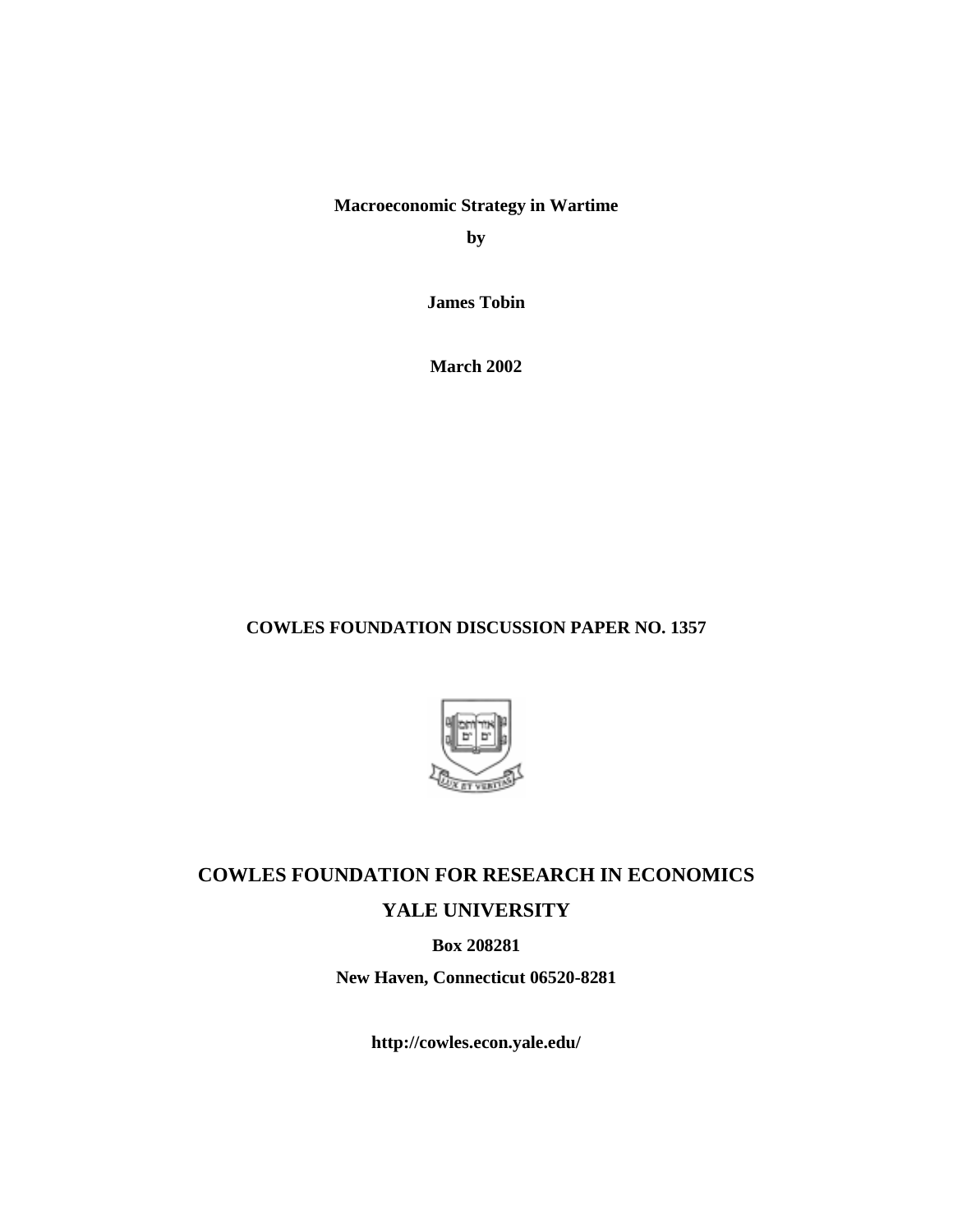**Macroeconomic Strategy in Wartime**

**by**

**James Tobin**

**March 2002**

**COWLES FOUNDATION DISCUSSION PAPER NO. 1357**

## COWLES FOUNDATION FOR RESEARCH IN ECONOMICS

## YALE UNIVERSITY

**Box 208281**

**New Haven, Connecticut 06520-8281**

**http://cowles.econ.yale.edu/**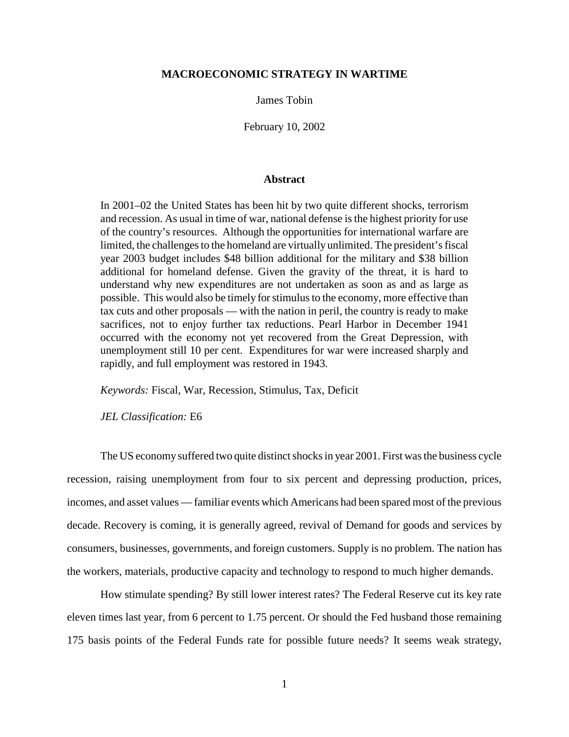**MACROECONOMIC STRATEGY IN WARTIME**

James Tobin

February 10, 2002

**Abstract**

In 2001–02 the United States has been hit by two quite different shocks, terrorism and recession. As usual in time of war, national defense is the highest priority for use of the country's resources. Although the opportunities for international warfare are limited, the challenges to the homeland are virtually unlimited. The president's fiscal year 2003 budget includes $48 billion additional for the military and $38 billion additional for homeland defense. Given the gravity of the threat, it is hard to understand why new expenditures are not undertaken as soon as and as large as possible. This would also be timely for stimulus to the economy, more effective than tax cuts and other proposals — with the nation in peril, the country is ready to make sacrifices, not to enjoy further tax reductions. Pearl Harbor in December 1941 occurred with the economy not yet recovered from the Great Depression, with unemployment still 10 per cent. Expenditures for war were increased sharply and rapidly, and full employment was restored in 1943.

*Keywords:* Fiscal, War, Recession, Stimulus, Tax, Deficit

*JEL Classification:* E6

The US economy suffered two quite distinct shocks in year 2001. First was the business cycle recession, raising unemployment from four to six percent and depressing production, prices, incomes, and asset values — familiar events which Americans had been spared most of the previous decade. Recovery is coming, it is generally agreed, revival of Demand for goods and services by consumers, businesses, governments, and foreign customers. Supply is no problem. The nation has the workers, materials, productive capacity and technology to respond to much higher demands.

How stimulate spending? By still lower interest rates? The Federal Reserve cut its key rate eleven times last year, from 6 percent to 1.75 percent. Or should the Fed husband those remaining 175 basis points of the Federal Funds rate for possible future needs? It seems weak strategy,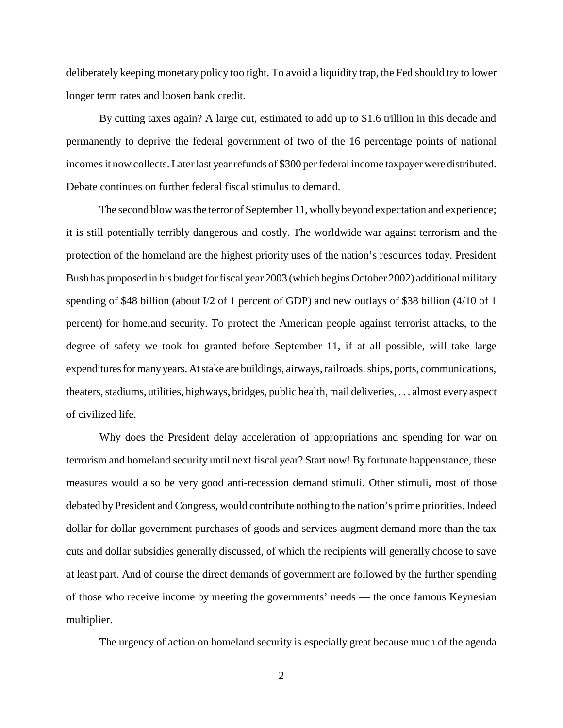deliberately keeping monetary policy too tight. To avoid a liquidity trap, the Fed should try to lower longer term rates and loosen bank credit.

By cutting taxes again? A large cut, estimated to add up to $1.6 trillion in this decade and permanently to deprive the federal government of two of the 16 percentage points of national incomes it now collects. Later last year refunds of $300 per federal income taxpayer were distributed. Debate continues on further federal fiscal stimulus to demand.

The second blow was the terror of September 11, wholly beyond expectation and experience; it is still potentially terribly dangerous and costly. The worldwide war against terrorism and the protection of the homeland are the highest priority uses of the nation's resources today. President Bush has proposed in his budget for fiscal year 2003 (which begins October 2002) additional military spending of $48 billion (about I/2 of 1 percent of GDP) and new outlays of $38 billion (4/10 of 1 percent) for homeland security. To protect the American people against terrorist attacks, to the degree of safety we took for granted before September 11, if at all possible, will take large expenditures for many years. At stake are buildings, airways, railroads. ships, ports, communications, theaters, stadiums, utilities, highways, bridges, public health, mail deliveries, . . . almost every aspect of civilized life.

Why does the President delay acceleration of appropriations and spending for war on terrorism and homeland security until next fiscal year? Start now! By fortunate happenstance, these measures would also be very good anti-recession demand stimuli. Other stimuli, most of those debated by President and Congress, would contribute nothing to the nation's prime priorities. Indeed dollar for dollar government purchases of goods and services augment demand more than the tax cuts and dollar subsidies generally discussed, of which the recipients will generally choose to save at least part. And of course the direct demands of government are followed by the further spending of those who receive income by meeting the governments' needs — the once famous Keynesian multiplier.

The urgency of action on homeland security is especially great because much of the agenda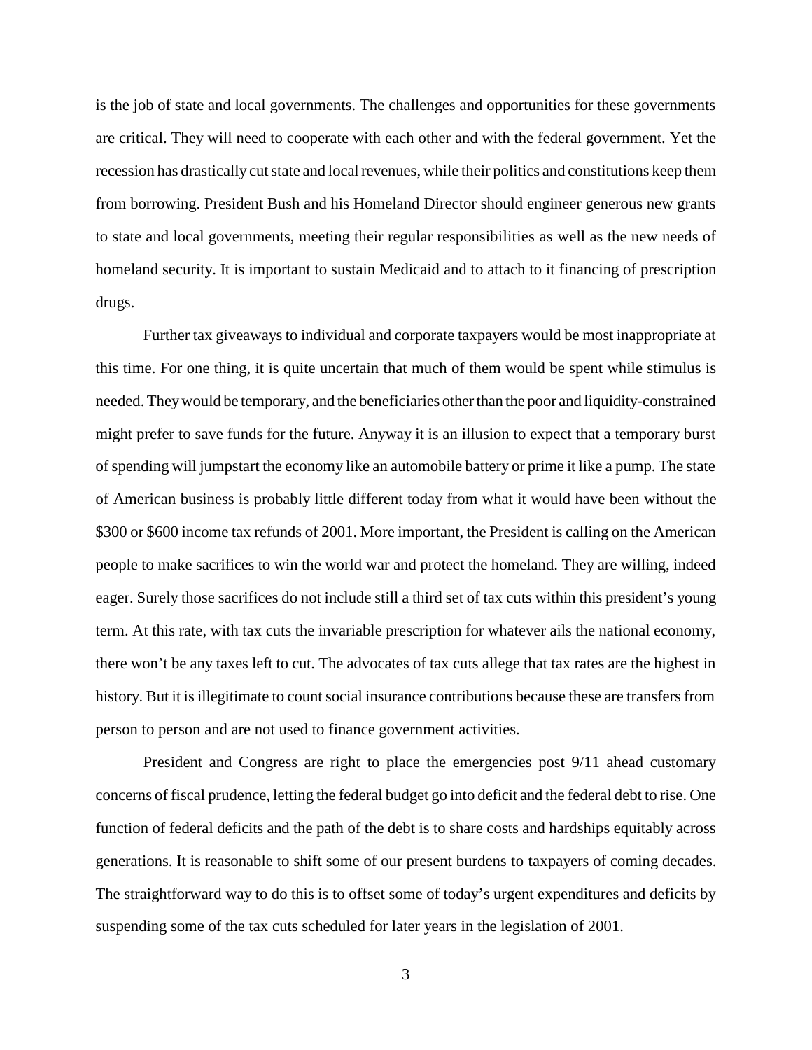is the job of state and local governments. The challenges and opportunities for these governments are critical. They will need to cooperate with each other and with the federal government. Yet the recession has drastically cut state and local revenues, while their politics and constitutions keep them from borrowing. President Bush and his Homeland Director should engineer generous new grants to state and local governments, meeting their regular responsibilities as well as the new needs of homeland security. It is important to sustain Medicaid and to attach to it financing of prescription drugs.

Further tax giveaways to individual and corporate taxpayers would be most inappropriate at this time. For one thing, it is quite uncertain that much of them would be spent while stimulus is needed. They would be temporary, and the beneficiaries other than the poor and liquidity-constrained might prefer to save funds for the future. Anyway it is an illusion to expect that a temporary burst of spending will jumpstart the economy like an automobile battery or prime it like a pump. The state of American business is probably little different today from what it would have been without the $300 or $600 income tax refunds of 2001. More important, the President is calling on the American people to make sacrifices to win the world war and protect the homeland. They are willing, indeed eager. Surely those sacrifices do not include still a third set of tax cuts within this president's young term. At this rate, with tax cuts the invariable prescription for whatever ails the national economy, there won't be any taxes left to cut. The advocates of tax cuts allege that tax rates are the highest in history. But it is illegitimate to count social insurance contributions because these are transfers from person to person and are not used to finance government activities.

President and Congress are right to place the emergencies post 9/11 ahead customary concerns of fiscal prudence, letting the federal budget go into deficit and the federal debt to rise. One function of federal deficits and the path of the debt is to share costs and hardships equitably across generations. It is reasonable to shift some of our present burdens to taxpayers of coming decades. The straightforward way to do this is to offset some of today's urgent expenditures and deficits by suspending some of the tax cuts scheduled for later years in the legislation of 2001.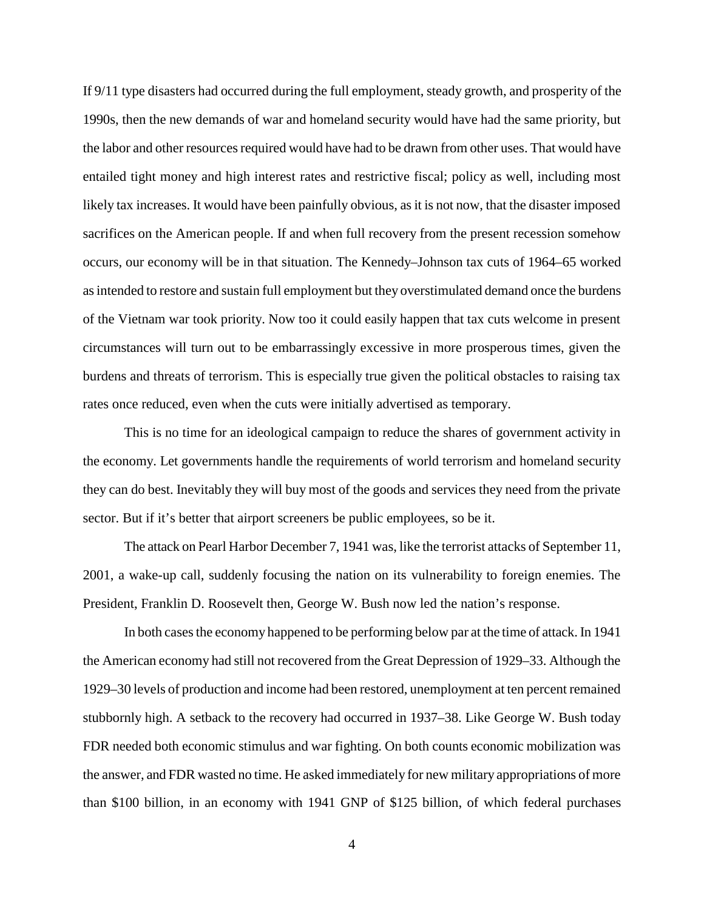If 9/11 type disasters had occurred during the full employment, steady growth, and prosperity of the 1990s, then the new demands of war and homeland security would have had the same priority, but the labor and other resources required would have had to be drawn from other uses. That would have entailed tight money and high interest rates and restrictive fiscal; policy as well, including most likely tax increases. It would have been painfully obvious, as it is not now, that the disaster imposed sacrifices on the American people. If and when full recovery from the present recession somehow occurs, our economy will be in that situation. The Kennedy–Johnson tax cuts of 1964–65 worked as intended to restore and sustain full employment but they overstimulated demand once the burdens of the Vietnam war took priority. Now too it could easily happen that tax cuts welcome in present circumstances will turn out to be embarrassingly excessive in more prosperous times, given the burdens and threats of terrorism. This is especially true given the political obstacles to raising tax rates once reduced, even when the cuts were initially advertised as temporary.

This is no time for an ideological campaign to reduce the shares of government activity in the economy. Let governments handle the requirements of world terrorism and homeland security they can do best. Inevitably they will buy most of the goods and services they need from the private sector. But if it's better that airport screeners be public employees, so be it.

The attack on Pearl Harbor December 7, 1941 was, like the terrorist attacks of September 11, 2001, a wake-up call, suddenly focusing the nation on its vulnerability to foreign enemies. The President, Franklin D. Roosevelt then, George W. Bush now led the nation's response.

In both cases the economy happened to be performing below par at the time of attack. In 1941 the American economy had still not recovered from the Great Depression of 1929–33. Although the 1929–30 levels of production and income had been restored, unemployment at ten percent remained stubbornly high. A setback to the recovery had occurred in 1937–38. Like George W. Bush today FDR needed both economic stimulus and war fighting. On both counts economic mobilization was the answer, and FDR wasted no time. He asked immediately for new military appropriations of more than $100 billion, in an economy with 1941 GNP of $125 billion, of which federal purchases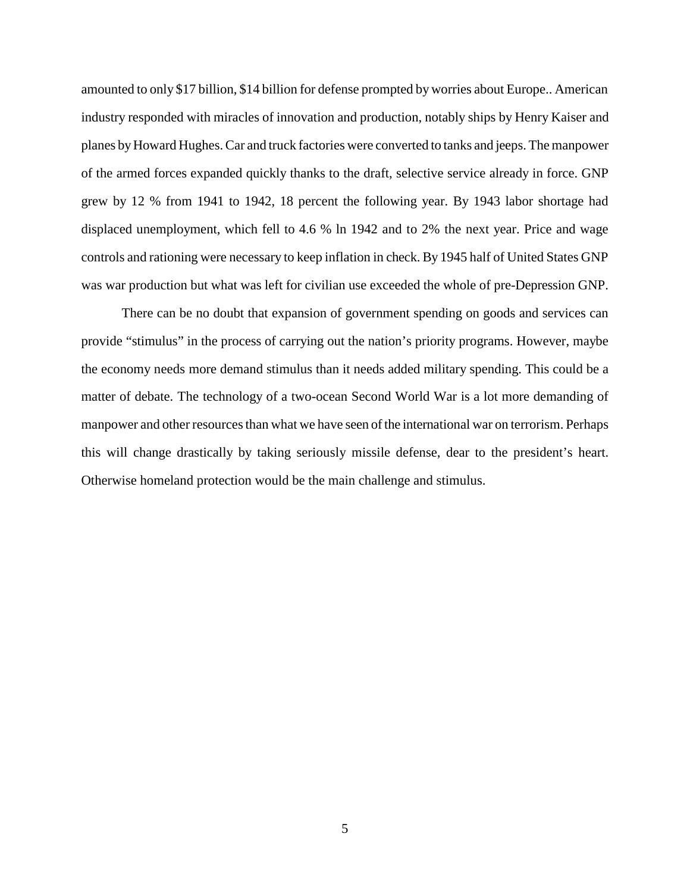amounted to only $17 billion, $14 billion for defense prompted by worries about Europe.. American industry responded with miracles of innovation and production, notably ships by Henry Kaiser and planes by Howard Hughes. Car and truck factories were converted to tanks and jeeps. The manpower of the armed forces expanded quickly thanks to the draft, selective service already in force. GNP grew by 12 % from 1941 to 1942, 18 percent the following year. By 1943 labor shortage had displaced unemployment, which fell to 4.6 % ln 1942 and to 2% the next year. Price and wage controls and rationing were necessary to keep inflation in check. By 1945 half of United States GNP was war production but what was left for civilian use exceeded the whole of pre-Depression GNP.

There can be no doubt that expansion of government spending on goods and services can provide "stimulus" in the process of carrying out the nation's priority programs. However, maybe the economy needs more demand stimulus than it needs added military spending. This could be a matter of debate. The technology of a two-ocean Second World War is a lot more demanding of manpower and other resources than what we have seen of the international war on terrorism. Perhaps this will change drastically by taking seriously missile defense, dear to the president's heart. Otherwise homeland protection would be the main challenge and stimulus.